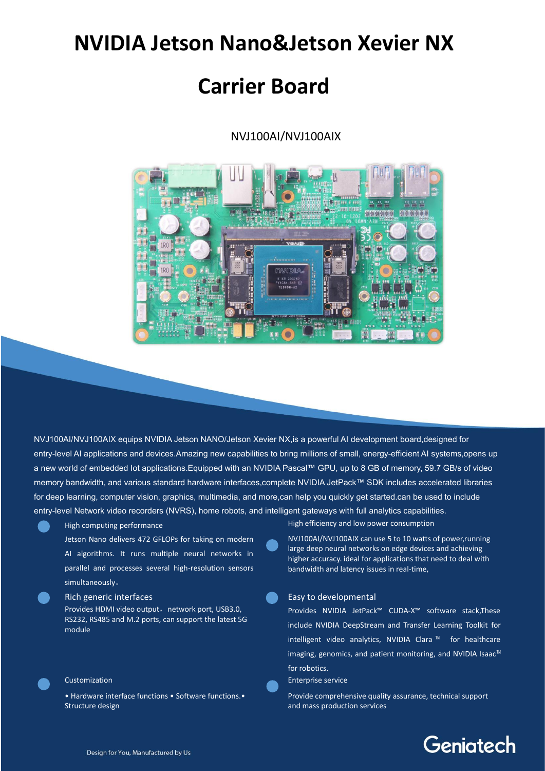# NVIDIA Jetson Nano&Jetson Xevier NX Carrier Board

NVJ100AI/NVJ100AIX

NVJ100AI/NVJ100AIX equips NVIDIA Jetson NANO/Jetson Xevier NX,is a powerful AI development board,designed for entry-level AI applications and devices.Amazing new capabilities to bring millions of small, energy-efficient AI systems,opens up a new world of embedded Iot applications.Equipped with an NVIDIA Pascal™ GPU, up to 8 GB of memory, 59.7 GB/s of video memory bandwidth, and various standard hardware interfaces,complete NVIDIA JetPack™ SDK includes accelerated libraries for deep learning, computer vision, graphics, multimedia, and more,can help you quickly get started.can be used to include entry-level Network video recorders (NVRS), home robots, and intelligent gateways with full analytics capabilities.

- **High computing performance**

  Jetson Nano delivers 472 GFLOPs for taking on modern AI algorithms. It runs multiple neural networks in parallel and processes several high-resolution sensors simultaneously。

- **Rich generic interfaces**

  Provides HDMI video output，network port, USB3.0, RS232, RS485 and M.2 ports, can support the latest 5G module

- **Customization**

  • Hardware interface functions • Software functions.• Structure design

- **High efficiency and low power consumption**

  NVJ100AI/NVJ100AIX can use 5 to 10 watts of power,running large deep neural networks on edge devices and achieving higher accuracy. ideal for applications that need to deal with bandwidth and latency issues in real-time,

- **Easy to developmental**

  Provides NVIDIA JetPack™ CUDA-X™ software stack,These include NVIDIA DeepStream and Transfer Learning Toolkit for intelligent video analytics, NVIDIA Clara ™ for healthcare imaging, genomics, and patient monitoring, and NVIDIA Isaac™ for robotics.

- **Enterprise service**

  Provide comprehensive quality assurance, technical support and mass production services

Design for You, Manufactured by Us

Geniatech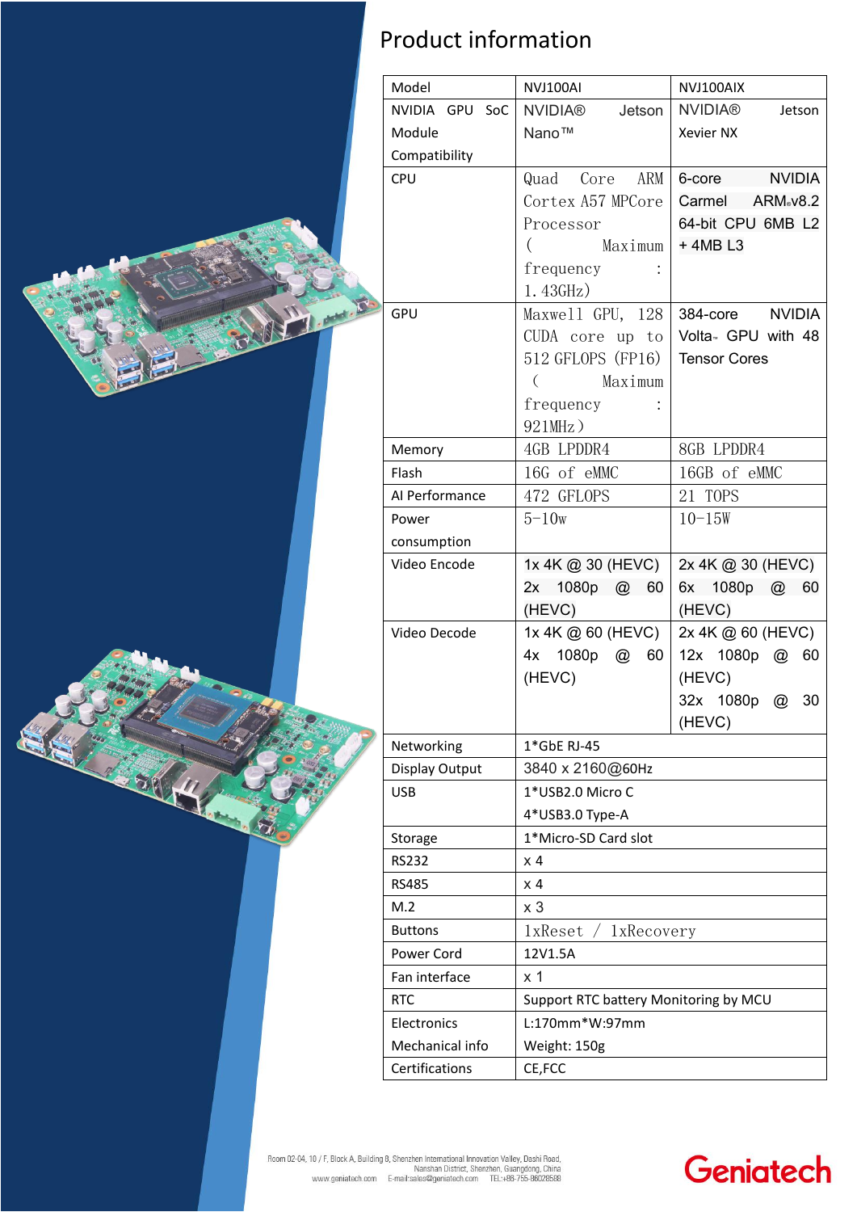# Product information

| Model | NVJ100AI | NVJ100AIX |
|---|---|---|
| NVIDIA GPU SoC Module Compatibility | NVIDIA® Jetson Nano™ | NVIDIA® Jetson Xevier NX |
| CPU | Quad Core ARM Cortex A57 MPCore Processor （ Maximum frequency : 1.43GHz） | 6-core NVIDIA Carmel ARM®v8.2 64-bit CPU 6MB L2 + 4MB L3 |
| GPU | Maxwell GPU, 128 CUDA core up to 512 GFLOPS (FP16) （ Maximum frequency : 921MHz） | 384-core NVIDIA Volta™ GPU with 48 Tensor Cores |
| Memory | 4GB LPDDR4 | 8GB LPDDR4 |
| Flash | 16G of eMMC | 16GB of eMMC |
| AI Performance | 472 GFLOPS | 21 TOPS |
| Power consumption | 5-10w | 10-15W |
| Video Encode | 1x 4K @ 30 (HEVC) 2x 1080p @ 60 (HEVC) | 2x 4K @ 30 (HEVC) 6x 1080p @ 60 (HEVC) |
| Video Decode | 1x 4K @ 60 (HEVC) 4x 1080p @ 60 (HEVC) | 2x 4K @ 60 (HEVC) 12x 1080p @ 60 (HEVC) 32x 1080p @ 30 (HEVC) |
| Networking | 1*GbE RJ-45 | |
| Display Output | 3840 x 2160@60Hz | |
| USB | 1*USB2.0 Micro C<br>4*USB3.0 Type-A | |
| Storage | 1*Micro-SD Card slot | |
| RS232 | x 4 | |
| RS485 | x 4 | |
| M.2 | x 3 | |
| Buttons | 1xReset / 1xRecovery | |
| Power Cord | 12V1.5A | |
| Fan interface | x 1 | |
| RTC | Support RTC battery Monitoring by MCU | |
| Electronics Mechanical info | L:170mm*W:97mm<br>Weight: 150g | |
| Certifications | CE,FCC | |

Room 02-04, 10 / F, Block A, Building 8, Shenzhen International Innovation Valley, Dashi Road, Nanshan District, Shenzhen, Guangdong, China
www.geniatech.com E-mail:sales@geniatech.com TEL:+86-755-86028588

Geniatech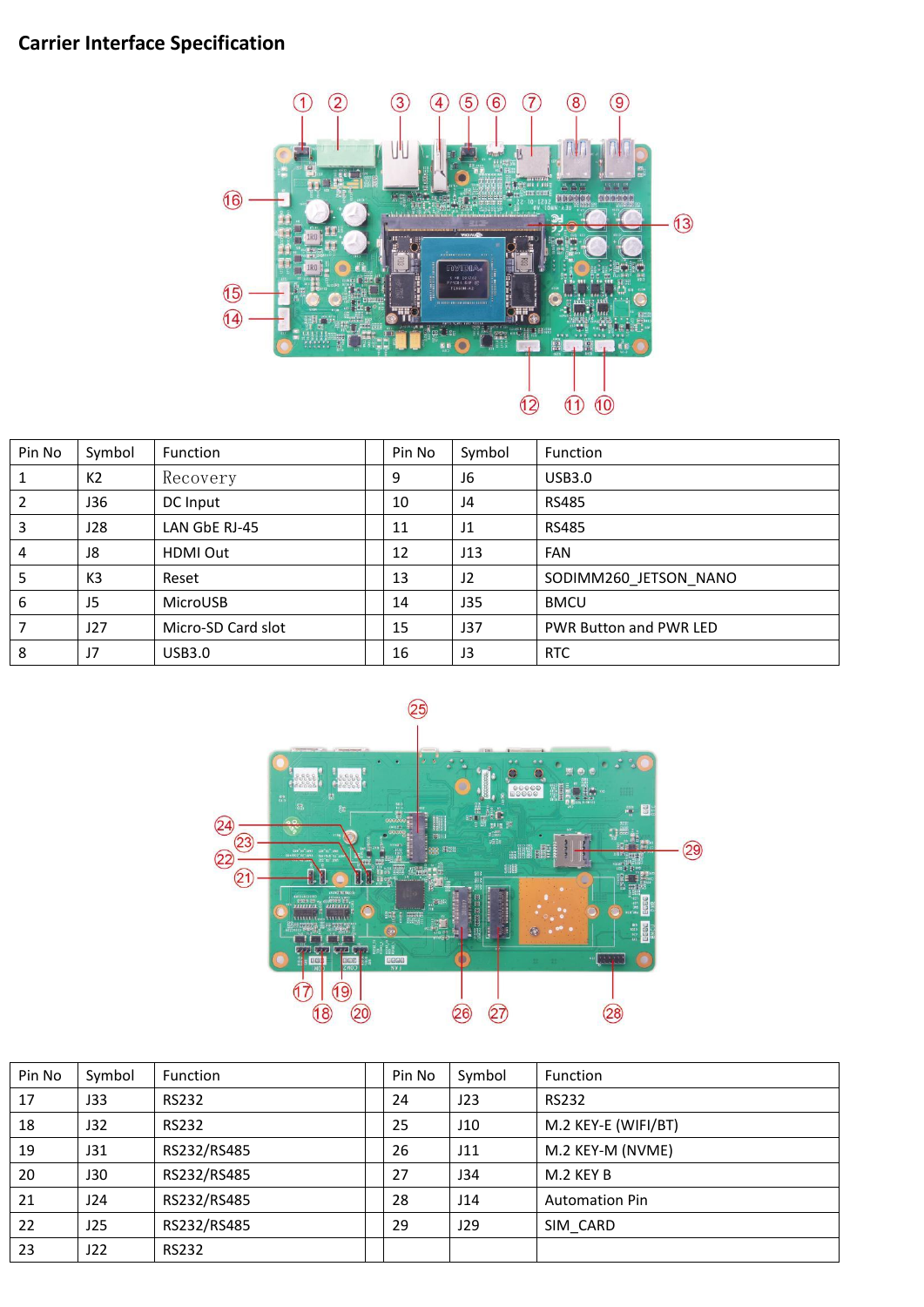## Carrier Interface Specification

| Pin No | Symbol | Function | | Pin No | Symbol | Function |
|---|---|---|---|---|---|---|
| 1 | K2 | Recovery | | 9 | J6 | USB3.0 |
| 2 | J36 | DC Input | | 10 | J4 | RS485 |
| 3 | J28 | LAN GbE RJ-45 | | 11 | J1 | RS485 |
| 4 | J8 | HDMI Out | | 12 | J13 | FAN |
| 5 | K3 | Reset | | 13 | J2 | SODIMM260_JETSON_NANO |
| 6 | J5 | MicroUSB | | 14 | J35 | BMCU |
| 7 | J27 | Micro-SD Card slot | | 15 | J37 | PWR Button and PWR LED |
| 8 | J7 | USB3.0 | | 16 | J3 | RTC |

| Pin No | Symbol | Function | | Pin No | Symbol | Function |
|---|---|---|---|---|---|---|
| 17 | J33 | RS232 | | 24 | J23 | RS232 |
| 18 | J32 | RS232 | | 25 | J10 | M.2 KEY-E (WIFI/BT) |
| 19 | J31 | RS232/RS485 | | 26 | J11 | M.2 KEY-M (NVME) |
| 20 | J30 | RS232/RS485 | | 27 | J34 | M.2 KEY B |
| 21 | J24 | RS232/RS485 | | 28 | J14 | Automation Pin |
| 22 | J25 | RS232/RS485 | | 29 | J29 | SIM_CARD |
| 23 | J22 | RS232 | | | | |